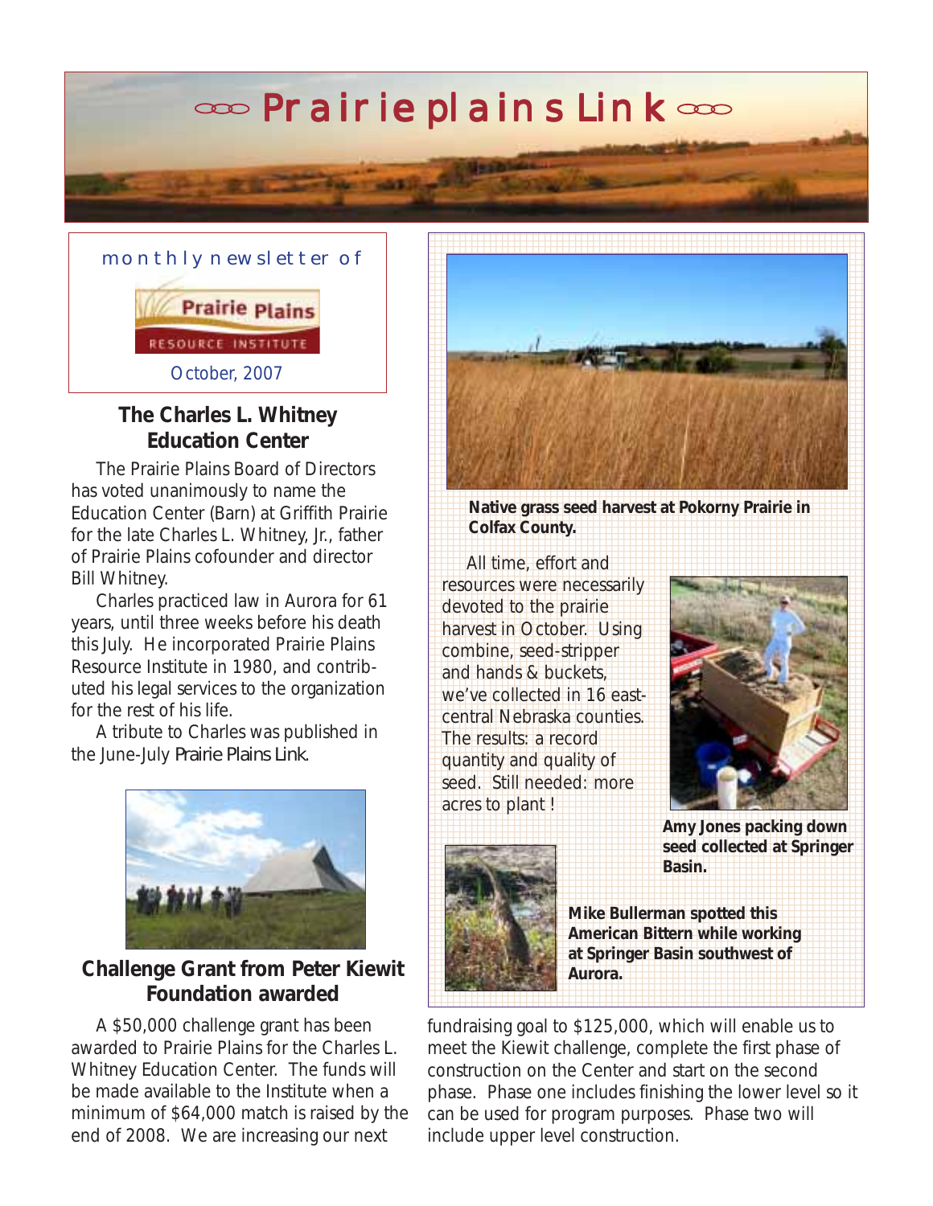# Prairie plains Link

monthly newsletter of

Prairie Plains Resource Institute

October, 2007

## The Charles L. Whitney Education Center

The Prairie Plains Board of Directors has voted unanimously to name the Education Center (Barn) at Griffith Prairie for the late Charles L. Whitney, Jr., father of Prairie Plains cofounder and director Bill Whitney.

Charles practiced law in Aurora for 61 years, until three weeks before his death this July. He incorporated Prairie Plains Resource Institute in 1980, and contributed his legal services to the organization for the rest of his life.

A tribute to Charles was published in the June-July *Prairie Plains Link.*

## Challenge Grant from Peter Kiewit Foundation awarded

A $50,000 challenge grant has been awarded to Prairie Plains for the Charles L. Whitney Education Center. The funds will be made available to the Institute when a minimum of $64,000 match is raised by the end of 2008. We are increasing our next fundraising goal to $125,000, which will enable us to meet the Kiewit challenge, complete the first phase of construction on the Center and start on the second phase. Phase one includes finishing the lower level so it can be used for program purposes. Phase two will include upper level construction.

**Native grass seed harvest at Pokorny Prairie in Colfax County.**

All time, effort and resources were necessarily devoted to the prairie harvest in October. Using combine, seed-stripper and hands & buckets, we've collected in 16 east-central Nebraska counties. The results: a record quantity and quality of seed. Still needed: more acres to plant !

**Amy Jones packing down seed collected at Springer Basin.**

**Mike Bullerman spotted this American Bittern while working at Springer Basin southwest of Aurora.**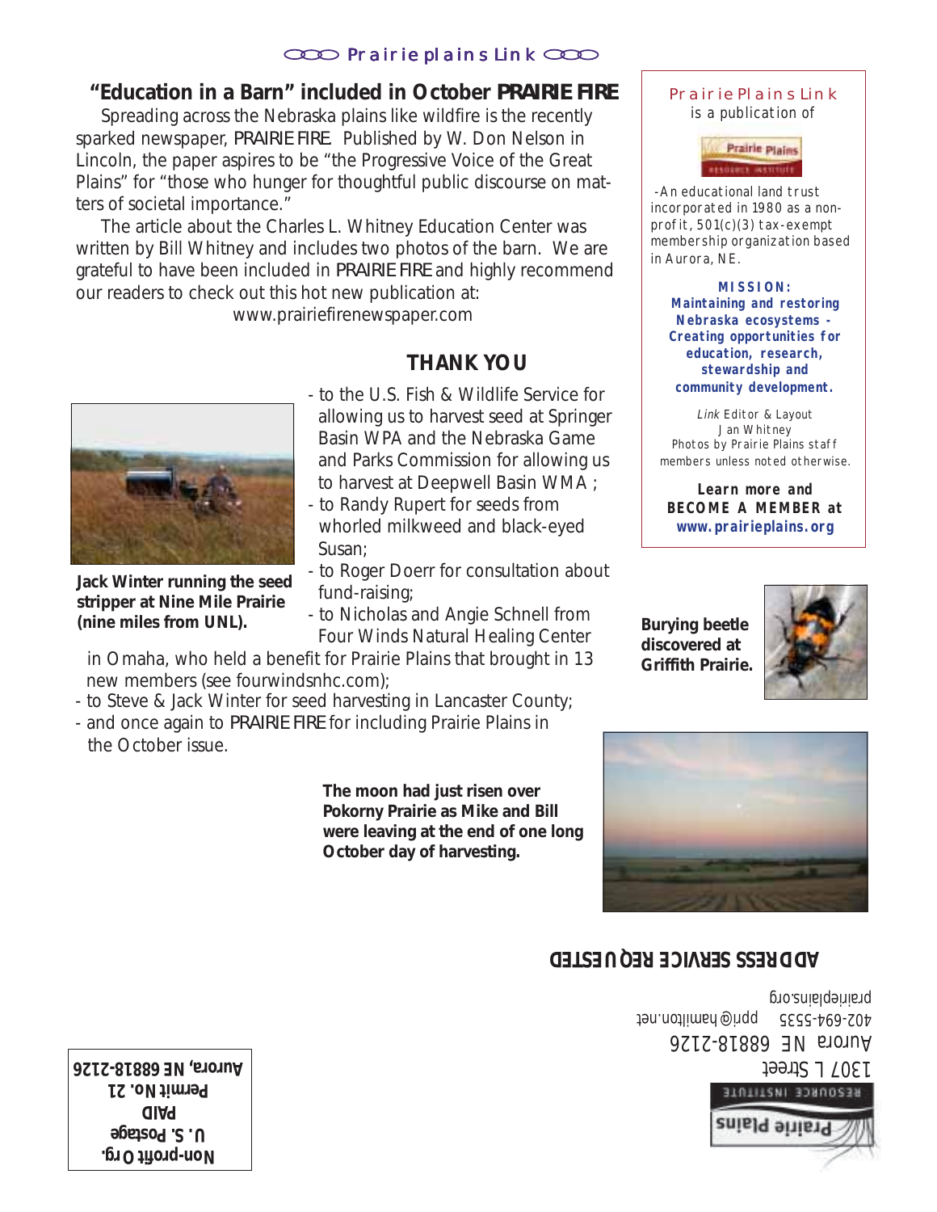## "Education in a Barn" included in October PRAIRIE FIRE

Spreading across the Nebraska plains like wildfire is the recently sparked newspaper, PRAIRIE FIRE. Published by W. Don Nelson in Lincoln, the paper aspires to be "the Progressive Voice of the Great Plains" for "those who hunger for thoughtful public discourse on matters of societal importance."

The article about the Charles L. Whitney Education Center was written by Bill Whitney and includes two photos of the barn. We are grateful to have been included in PRAIRIE FIRE and highly recommend our readers to check out this hot new publication at: www.prairiefirenewspaper.com

## THANK YOU

- to the U.S. Fish & Wildlife Service for allowing us to harvest seed at Springer Basin WPA and the Nebraska Game and Parks Commission for allowing us to harvest at Deepwell Basin WMA ;
- to Randy Rupert for seeds from whorled milkweed and black-eyed Susan;
- to Roger Doerr for consultation about fund-raising;
- to Nicholas and Angie Schnell from Four Winds Natural Healing Center in Omaha, who held a benefit for Prairie Plains that brought in 13 new members (see fourwindsnhc.com);
- to Steve & Jack Winter for seed harvesting in Lancaster County;
- and once again to PRAIRIE FIRE for including Prairie Plains in the October issue.

**Jack Winter running the seed stripper at Nine Mile Prairie (nine miles from UNL).**

**The moon had just risen over Pokorny Prairie as Mike and Bill were leaving at the end of one long October day of harvesting.**

Prairie Plains Link is a publication of Prairie Plains Resource Institute

-An educational land trust incorporated in 1980 as a non-profit, 501(c)(3) tax-exempt membership organization based in Aurora, NE.

**MISSION: Maintaining and restoring Nebraska ecosystems - Creating opportunities for education, research, stewardship and community development.**

*Link* Editor & Layout Jan Whitney
Photos by Prairie Plains staff members unless noted otherwise.

**Learn more and BECOME A MEMBER at www.prairieplains.org**

**Burying beetle discovered at Griffith Prairie.**

**ADDRESS SERVICE REQUESTED**

Prairie Plains Resource Institute
1307 L Street
Aurora NE 68818-2126
402-694-5535 ppri@hamilton.net
prairieplains.org

**Non-profit Org.
U. S. Postage
PAID
Permit No. 21
Aurora, NE 68818-2126**